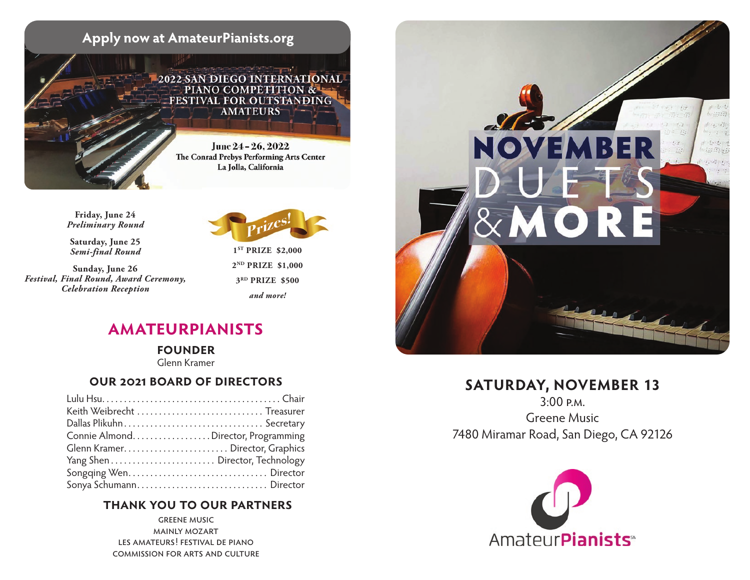## Apply now at AmateurPianists.org

**2022 SAN DIEGO INTERNATIONAL PIANO COMPETITION & FESTIVAL FOR OUTSTANDING AMATEURS**

June 24 – 26, 2022
The Conrad Prebys Performing Arts Center
La Jolla, California

**Friday, June 24**
*Preliminary Round*

**Saturday, June 25**
*Semi-final Round*

**Sunday, June 26**
*Festival, Final Round, Award Ceremony, Celebration Reception*

*Prizes!*

1ST PRIZE $2,000
2ND PRIZE $1,000
3RD PRIZE $500
*and more!*

## AMATEURPIANISTS

### FOUNDER

Glenn Kramer

### OUR 2021 BOARD OF DIRECTORS

| | |
|---|---|
| Lulu Hsu | Chair |
| Keith Weibrecht | Treasurer |
| Dallas Plikuhn | Secretary |
| Connie Almond | Director, Programming |
| Glenn Kramer | Director, Graphics |
| Yang Shen | Director, Technology |
| Songqing Wen | Director |
| Sonya Schumann | Director |

### THANK YOU TO OUR PARTNERS

GREENE MUSIC
MAINLY MOZART
LES AMATEURS! FESTIVAL DE PIANO
COMMISSION FOR ARTS AND CULTURE

# NOVEMBER DUETS & MORE

## SATURDAY, NOVEMBER 13

3:00 P.M.
Greene Music
7480 Miramar Road, San Diego, CA 92126

AmateurPianists℠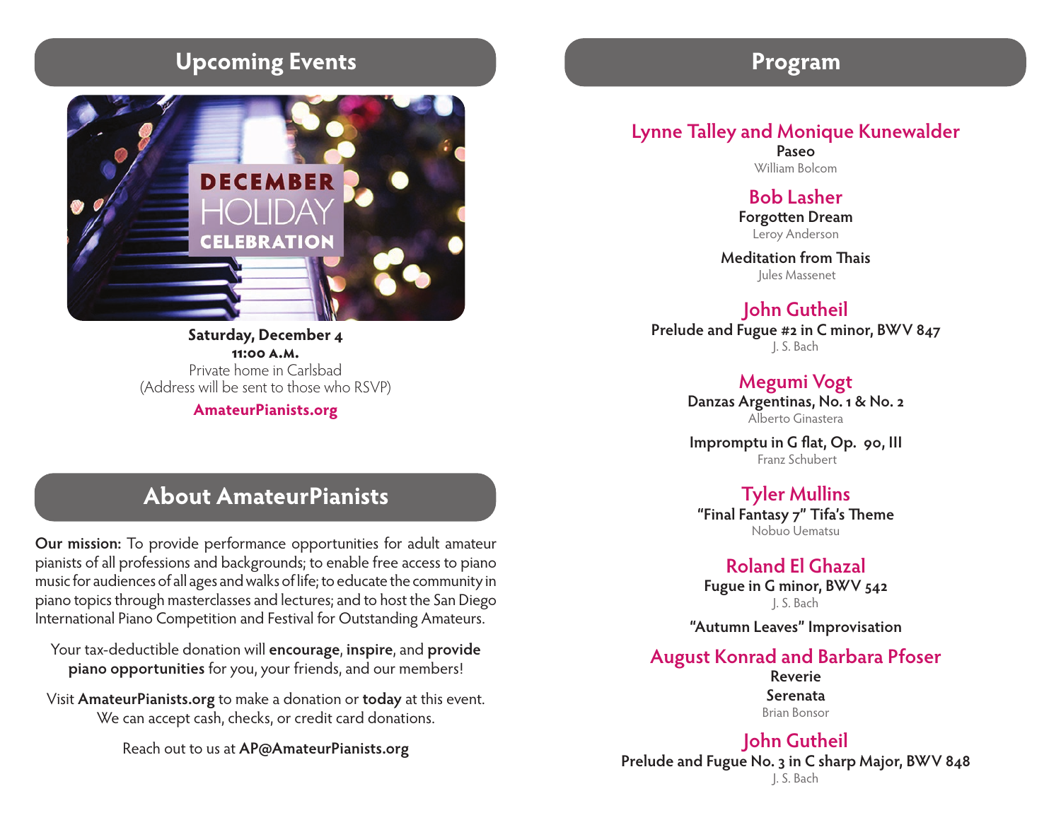## Upcoming Events

DECEMBER HOLIDAY CELEBRATION

**Saturday, December 4**
**11:00 A.M.**
Private home in Carlsbad
(Address will be sent to those who RSVP)

**AmateurPianists.org**

## About AmateurPianists

**Our mission:** To provide performance opportunities for adult amateur pianists of all professions and backgrounds; to enable free access to piano music for audiences of all ages and walks of life; to educate the community in piano topics through masterclasses and lectures; and to host the San Diego International Piano Competition and Festival for Outstanding Amateurs.

Your tax-deductible donation will **encourage**, **inspire**, and **provide piano opportunities** for you, your friends, and our members!

Visit **AmateurPianists.org** to make a donation or **today** at this event. We can accept cash, checks, or credit card donations.

Reach out to us at **AP@AmateurPianists.org**

## Program

### Lynne Talley and Monique Kunewalder

**Paseo**
William Bolcom

### Bob Lasher

**Forgotten Dream**
Leroy Anderson

**Meditation from Thais**
Jules Massenet

### John Gutheil

**Prelude and Fugue #2 in C minor, BWV 847**
J. S. Bach

### Megumi Vogt

**Danzas Argentinas, No. 1 & No. 2**
Alberto Ginastera

**Impromptu in G flat, Op. 90, III**
Franz Schubert

### Tyler Mullins

**"Final Fantasy 7" Tifa's Theme**
Nobuo Uematsu

### Roland El Ghazal

**Fugue in G minor, BWV 542**
J. S. Bach

**"Autumn Leaves" Improvisation**

### August Konrad and Barbara Pfoser

**Reverie**
**Serenata**
Brian Bonsor

### John Gutheil

**Prelude and Fugue No. 3 in C sharp Major, BWV 848**
J. S. Bach